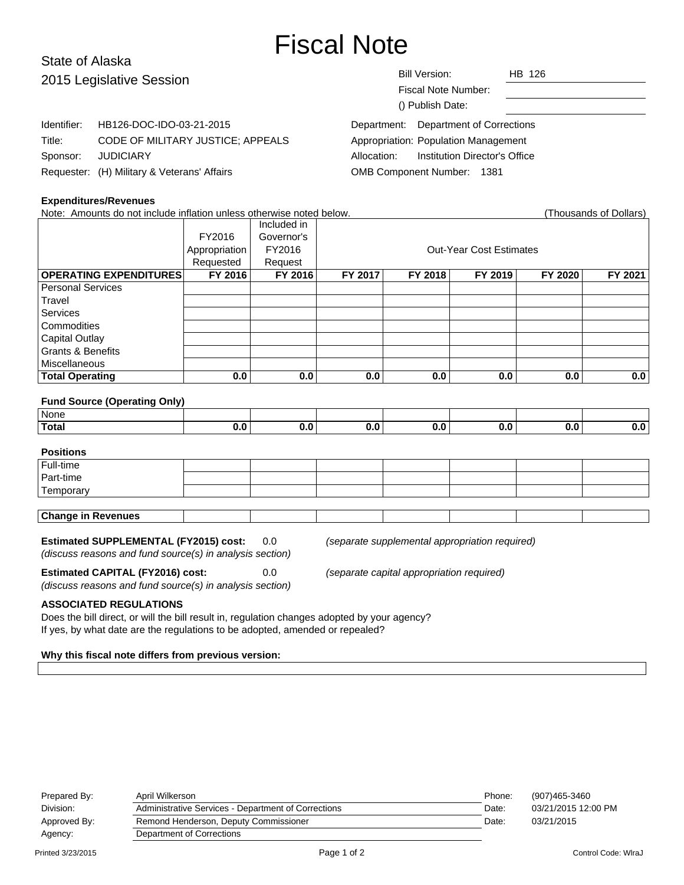# Fiscal Note

## State of Alaska
## 2015 Legislative Session

| | |
|---|---|
| Bill Version: | HB 126 |
| Fiscal Note Number: | |
| () Publish Date: | |

| | |
|---|---|
| Identifier: | HB126-DOC-IDO-03-21-2015 |
| Title: | CODE OF MILITARY JUSTICE; APPEALS |
| Sponsor: | JUDICIARY |
| Requester: | (H) Military & Veterans' Affairs |

| | |
|---|---|
| Department: | Department of Corrections |
| Appropriation: | Population Management |
| Allocation: | Institution Director's Office |
| OMB Component Number: | 1381 |

### Expenditures/Revenues

Note: Amounts do not include inflation unless otherwise noted below. (Thousands of Dollars)

| | FY2016 Appropriation Requested | Included in Governor's FY2016 Request | Out-Year Cost Estimates | | | | |
|---|---|---|---|---|---|---|---|
| **OPERATING EXPENDITURES** | **FY 2016** | **FY 2016** | **FY 2017** | **FY 2018** | **FY 2019** | **FY 2020** | **FY 2021** |
| Personal Services | | | | | | | |
| Travel | | | | | | | |
| Services | | | | | | | |
| Commodities | | | | | | | |
| Capital Outlay | | | | | | | |
| Grants & Benefits | | | | | | | |
| Miscellaneous | | | | | | | |
| **Total Operating** | **0.0** | **0.0** | **0.0** | **0.0** | **0.0** | **0.0** | **0.0** |

### Fund Source (Operating Only)

| | | | | | | | |
|---|---|---|---|---|---|---|---|
| None | | | | | | | |
| **Total** | **0.0** | **0.0** | **0.0** | **0.0** | **0.0** | **0.0** | **0.0** |

### Positions

| | | | | | | | |
|---|---|---|---|---|---|---|---|
| Full-time | | | | | | | |
| Part-time | | | | | | | |
| Temporary | | | | | | | |

| | | | | | | | |
|---|---|---|---|---|---|---|---|
| **Change in Revenues** | | | | | | | |

**Estimated SUPPLEMENTAL (FY2015) cost:** 0.0 *(separate supplemental appropriation required)*
*(discuss reasons and fund source(s) in analysis section)*

**Estimated CAPITAL (FY2016) cost:** 0.0 *(separate capital appropriation required)*
*(discuss reasons and fund source(s) in analysis section)*

### ASSOCIATED REGULATIONS

Does the bill direct, or will the bill result in, regulation changes adopted by your agency?
If yes, by what date are the regulations to be adopted, amended or repealed?

**Why this fiscal note differs from previous version:**

| | | | |
|---|---|---|---|
| Prepared By: | April Wilkerson | Phone: | (907)465-3460 |
| Division: | Administrative Services - Department of Corrections | Date: | 03/21/2015 12:00 PM |
| Approved By: | Remond Henderson, Deputy Commissioner | Date: | 03/21/2015 |
| Agency: | Department of Corrections | | |

Printed 3/23/2015 Control Code: WlraJ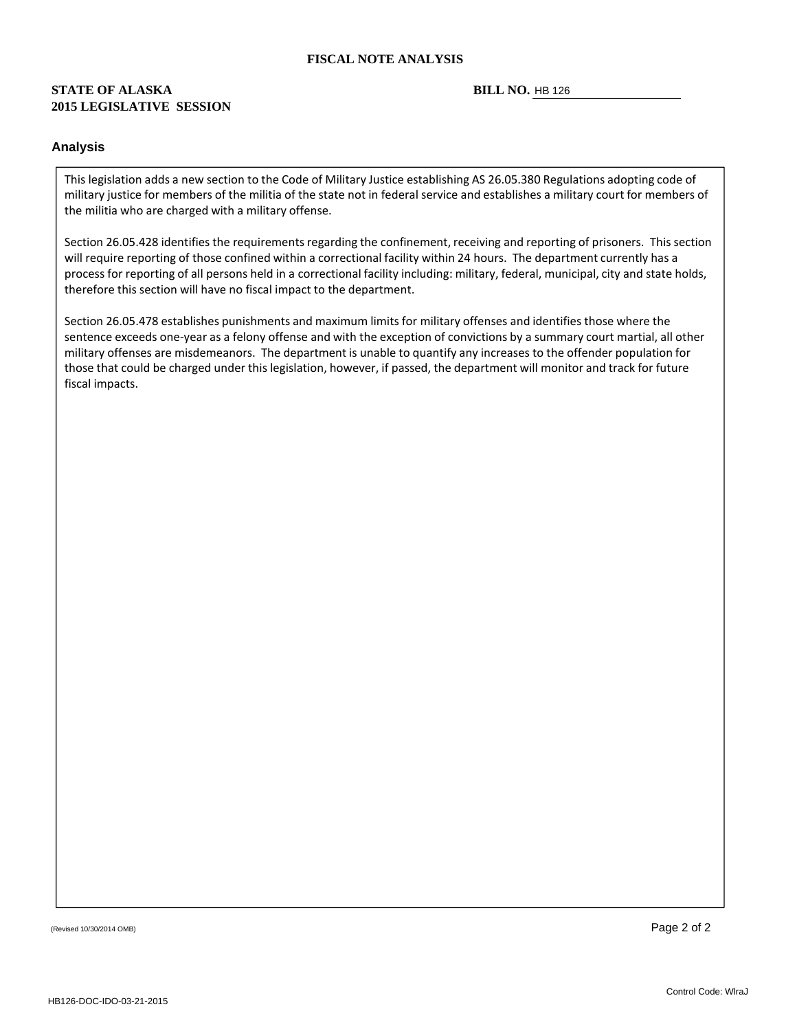**FISCAL NOTE ANALYSIS**

**STATE OF ALASKA**
**2015 LEGISLATIVE SESSION**

**BILL NO.** HB 126

## Analysis

This legislation adds a new section to the Code of Military Justice establishing AS 26.05.380 Regulations adopting code of military justice for members of the militia of the state not in federal service and establishes a military court for members of the militia who are charged with a military offense.

Section 26.05.428 identifies the requirements regarding the confinement, receiving and reporting of prisoners. This section will require reporting of those confined within a correctional facility within 24 hours. The department currently has a process for reporting of all persons held in a correctional facility including: military, federal, municipal, city and state holds, therefore this section will have no fiscal impact to the department.

Section 26.05.478 establishes punishments and maximum limits for military offenses and identifies those where the sentence exceeds one-year as a felony offense and with the exception of convictions by a summary court martial, all other military offenses are misdemeanors. The department is unable to quantify any increases to the offender population for those that could be charged under this legislation, however, if passed, the department will monitor and track for future fiscal impacts.

(Revised 10/30/2014 OMB)

Control Code: WlraJ

HB126-DOC-IDO-03-21-2015